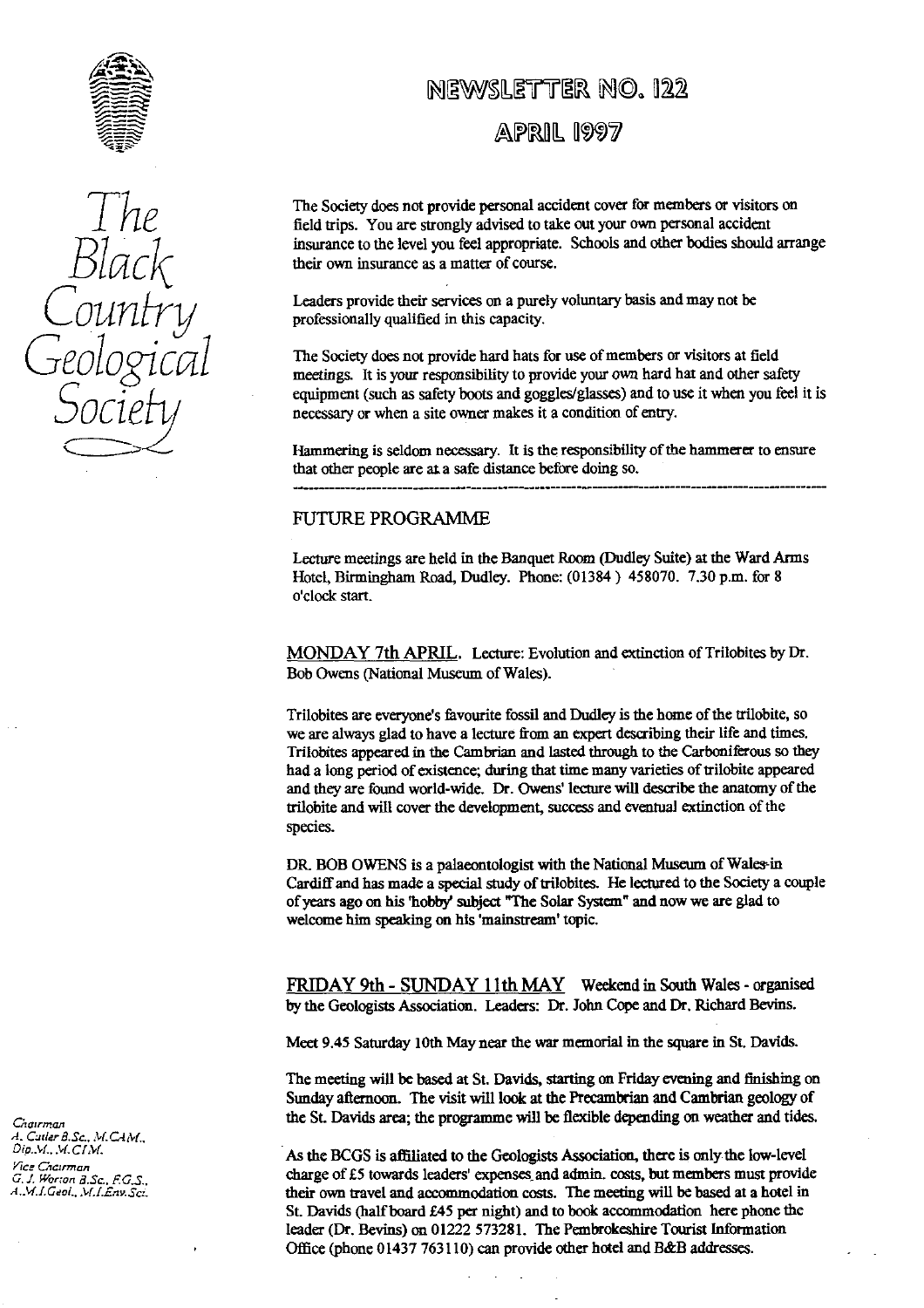# NEWSLETTER NO. 122

## APRIL 1997

*The Black Country Geological Society*

The Society does not provide personal accident cover for members or visitors on field trips. You are strongly advised to take out your own personal accident insurance to the level you feel appropriate. Schools and other bodies should arrange their own insurance as a matter of course.

Leaders provide their services on a purely voluntary basis and may not be professionally qualified in this capacity.

The Society does not provide hard hats for use of members or visitors at field meetings. It is your responsibility to provide your own hard hat and other safety equipment (such as safety boots and goggles/glasses) and to use it when you feel it is necessary or when a site owner makes it a condition of entry.

Hammering is seldom necessary. It is the responsibility of the hammerer to ensure that other people are at a safe distance before doing so.

---

## FUTURE PROGRAMME

Lecture meetings are held in the Banquet Room (Dudley Suite) at the Ward Arms Hotel, Birmingham Road, Dudley. Phone: (01384) 458070. 7.30 p.m. for 8 o'clock start.

MONDAY 7th APRIL. Lecture: Evolution and extinction of Trilobites by Dr. Bob Owens (National Museum of Wales).

Trilobites are everyone's favourite fossil and Dudley is the home of the trilobite, so we are always glad to have a lecture from an expert describing their life and times. Trilobites appeared in the Cambrian and lasted through to the Carboniferous so they had a long period of existence; during that time many varieties of trilobite appeared and they are found world-wide. Dr. Owens' lecture will describe the anatomy of the trilobite and will cover the development, success and eventual extinction of the species.

DR. BOB OWENS is a palaeontologist with the National Museum of Wales in Cardiff and has made a special study of trilobites. He lectured to the Society a couple of years ago on his 'hobby' subject "The Solar System" and now we are glad to welcome him speaking on his 'mainstream' topic.

FRIDAY 9th - SUNDAY 11th MAY Weekend in South Wales - organised by the Geologists Association. Leaders: Dr. John Cope and Dr. Richard Bevins.

Meet 9.45 Saturday 10th May near the war memorial in the square in St. Davids.

The meeting will be based at St. Davids, starting on Friday evening and finishing on Sunday afternoon. The visit will look at the Precambrian and Cambrian geology of the St. Davids area; the programme will be flexible depending on weather and tides.

As the BCGS is affiliated to the Geologists Association, there is only the low-level charge of £5 towards leaders' expenses and admin. costs, but members must provide their own travel and accommodation costs. The meeting will be based at a hotel in St. Davids (half board £45 per night) and to book accommodation here phone the leader (Dr. Bevins) on 01222 573281. The Pembrokeshire Tourist Information Office (phone 01437 763110) can provide other hotel and B&B addresses.

*Chairman*
A. Cutler B.Sc., M.CAM., Dip.M., M.CIM.

*Vice Chairman*
G. J. Worton B.Sc., F.G.S., A.M.I.Geol., M.I.Env.Sci.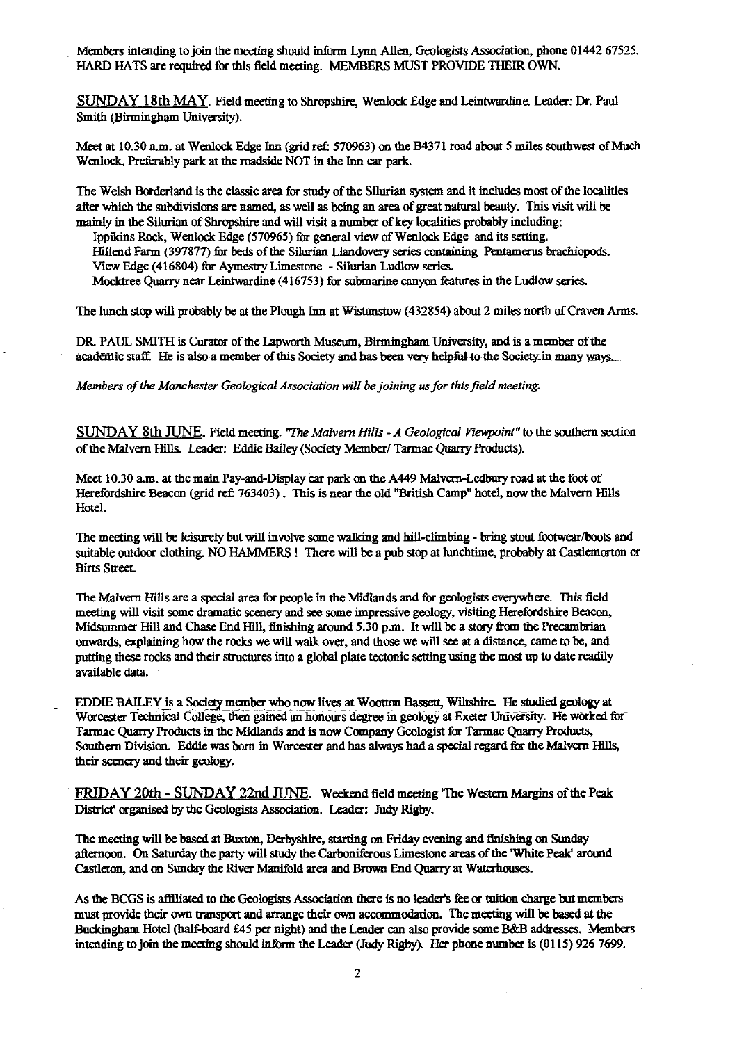Members intending to join the meeting should inform Lynn Allen, Geologists Association, phone 01442 67525. HARD HATS are required for this field meeting. MEMBERS MUST PROVIDE THEIR OWN.

## SUNDAY 18th MAY.

Field meeting to Shropshire, Wenlock Edge and Leintwardine. Leader: Dr. Paul Smith (Birmingham University).

Meet at 10.30 a.m. at Wenlock Edge Inn (grid ref: 570963) on the B4371 road about 5 miles southwest of Much Wenlock. Preferably park at the roadside NOT in the Inn car park.

The Welsh Borderland is the classic area for study of the Silurian system and it includes most of the localities after which the subdivisions are named, as well as being an area of great natural beauty. This visit will be mainly in the Silurian of Shropshire and will visit a number of key localities probably including:

- Ippikins Rock, Wenlock Edge (570965) for general view of Wenlock Edge and its setting.
- Hillend Farm (397877) for beds of the Silurian Llandovery series containing Pentamerus brachiopods.
- View Edge (416804) for Aymestry Limestone - Silurian Ludlow series.
- Mocktree Quarry near Leintwardine (416753) for submarine canyon features in the Ludlow series.

The lunch stop will probably be at the Plough Inn at Wistanstow (432854) about 2 miles north of Craven Arms.

DR. PAUL SMITH is Curator of the Lapworth Museum, Birmingham University, and is a member of the academic staff. He is also a member of this Society and has been very helpful to the Society in many ways.

*Members of the Manchester Geological Association will be joining us for this field meeting.*

## SUNDAY 8th JUNE.

Field meeting. *"The Malvern Hills - A Geological Viewpoint"* to the southern section of the Malvern Hills. Leader: Eddie Bailey (Society Member/ Tarmac Quarry Products).

Meet 10.30 a.m. at the main Pay-and-Display car park on the A449 Malvern-Ledbury road at the foot of Herefordshire Beacon (grid ref: 763403). This is near the old "British Camp" hotel, now the Malvern Hills Hotel.

The meeting will be leisurely but will involve some walking and hill-climbing - bring stout footwear/boots and suitable outdoor clothing. NO HAMMERS ! There will be a pub stop at lunchtime, probably at Castlemorton or Birts Street.

The Malvern Hills are a special area for people in the Midlands and for geologists everywhere. This field meeting will visit some dramatic scenery and see some impressive geology, visiting Herefordshire Beacon, Midsummer Hill and Chase End Hill, finishing around 5.30 p.m. It will be a story from the Precambrian onwards, explaining how the rocks we will walk over, and those we will see at a distance, came to be, and putting these rocks and their structures into a global plate tectonic setting using the most up to date readily available data.

EDDIE BAILEY is a Society member who now lives at Wootton Bassett, Wiltshire. He studied geology at Worcester Technical College, then gained an honours degree in geology at Exeter University. He worked for Tarmac Quarry Products in the Midlands and is now Company Geologist for Tarmac Quarry Products, Southern Division. Eddie was born in Worcester and has always had a special regard for the Malvern Hills, their scenery and their geology.

## FRIDAY 20th - SUNDAY 22nd JUNE.

Weekend field meeting 'The Western Margins of the Peak District' organised by the Geologists Association. Leader: Judy Rigby.

The meeting will be based at Buxton, Derbyshire, starting on Friday evening and finishing on Sunday afternoon. On Saturday the party will study the Carboniferous Limestone areas of the 'White Peak' around Castleton, and on Sunday the River Manifold area and Brown End Quarry at Waterhouses.

As the BCGS is affiliated to the Geologists Association there is no leader's fee or tuition charge but members must provide their own transport and arrange their own accommodation. The meeting will be based at the Buckingham Hotel (half-board £45 per night) and the Leader can also provide some B&B addresses. Members intending to join the meeting should inform the Leader (Judy Rigby). Her phone number is (0115) 926 7699.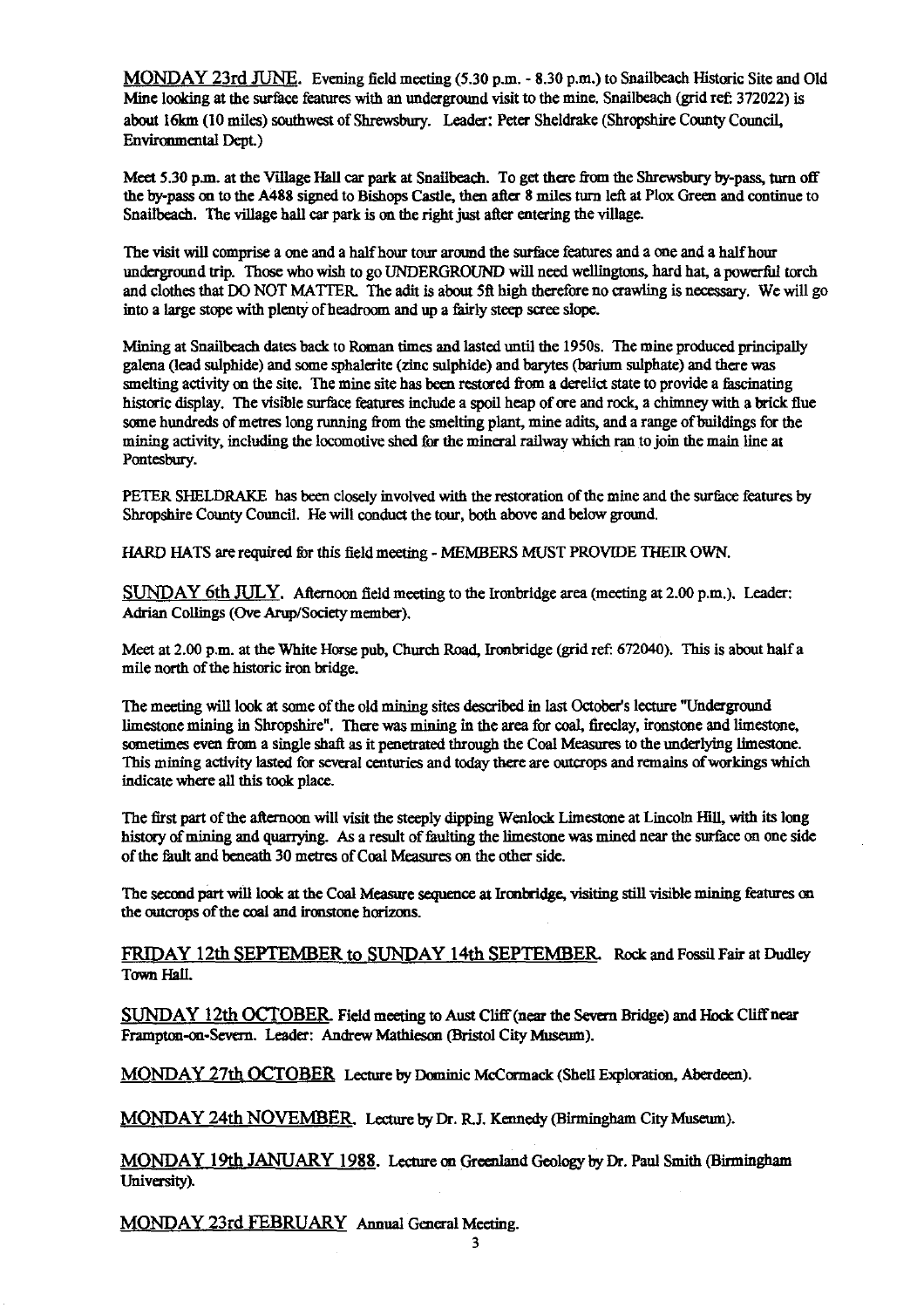MONDAY 23rd JUNE. Evening field meeting (5.30 p.m. - 8.30 p.m.) to Snailbeach Historic Site and Old Mine looking at the surface features with an underground visit to the mine. Snailbeach (grid ref: 372022) is about 16km (10 miles) southwest of Shrewsbury. Leader: Peter Sheldrake (Shropshire County Council, Environmental Dept.)

Meet 5.30 p.m. at the Village Hall car park at Snailbeach. To get there from the Shrewsbury by-pass, turn off the by-pass on to the A488 signed to Bishops Castle, then after 8 miles turn left at Plox Green and continue to Snailbeach. The village hall car park is on the right just after entering the village.

The visit will comprise a one and a half hour tour around the surface features and a one and a half hour underground trip. Those who wish to go UNDERGROUND will need wellingtons, hard hat, a powerful torch and clothes that DO NOT MATTER. The adit is about 5ft high therefore no crawling is necessary. We will go into a large stope with plenty of headroom and up a fairly steep scree slope.

Mining at Snailbeach dates back to Roman times and lasted until the 1950s. The mine produced principally galena (lead sulphide) and some sphalerite (zinc sulphide) and barytes (barium sulphate) and there was smelting activity on the site. The mine site has been restored from a derelict state to provide a fascinating historic display. The visible surface features include a spoil heap of ore and rock, a chimney with a brick flue some hundreds of metres long running from the smelting plant, mine adits, and a range of buildings for the mining activity, including the locomotive shed for the mineral railway which ran to join the main line at Pontesbury.

PETER SHELDRAKE has been closely involved with the restoration of the mine and the surface features by Shropshire County Council. He will conduct the tour, both above and below ground.

HARD HATS are required for this field meeting - MEMBERS MUST PROVIDE THEIR OWN.

SUNDAY 6th JULY. Afternoon field meeting to the Ironbridge area (meeting at 2.00 p.m.). Leader: Adrian Collings (Ove Arup/Society member).

Meet at 2.00 p.m. at the White Horse pub, Church Road, Ironbridge (grid ref: 672040). This is about half a mile north of the historic iron bridge.

The meeting will look at some of the old mining sites described in last October's lecture "Underground limestone mining in Shropshire". There was mining in the area for coal, fireclay, ironstone and limestone, sometimes even from a single shaft as it penetrated through the Coal Measures to the underlying limestone. This mining activity lasted for several centuries and today there are outcrops and remains of workings which indicate where all this took place.

The first part of the afternoon will visit the steeply dipping Wenlock Limestone at Lincoln Hill, with its long history of mining and quarrying. As a result of faulting the limestone was mined near the surface on one side of the fault and beneath 30 metres of Coal Measures on the other side.

The second part will look at the Coal Measure sequence at Ironbridge, visiting still visible mining features on the outcrops of the coal and ironstone horizons.

FRIDAY 12th SEPTEMBER to SUNDAY 14th SEPTEMBER. Rock and Fossil Fair at Dudley Town Hall.

SUNDAY 12th OCTOBER. Field meeting to Aust Cliff (near the Severn Bridge) and Hock Cliff near Frampton-on-Severn. Leader: Andrew Mathieson (Bristol City Museum).

MONDAY 27th OCTOBER Lecture by Dominic McCormack (Shell Exploration, Aberdeen).

MONDAY 24th NOVEMBER. Lecture by Dr. R.J. Kennedy (Birmingham City Museum).

MONDAY 19th JANUARY 1988. Lecture on Greenland Geology by Dr. Paul Smith (Birmingham University).

MONDAY 23rd FEBRUARY Annual General Meeting.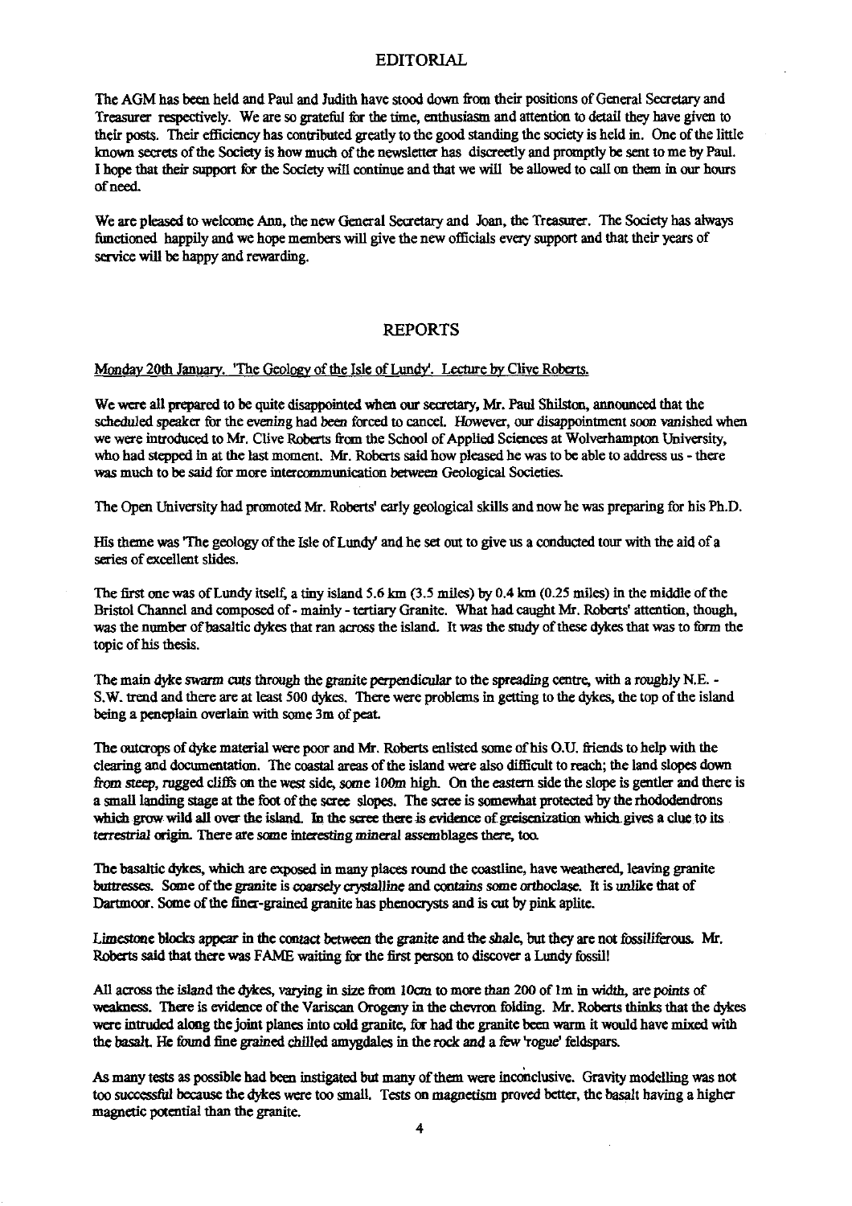## EDITORIAL

The AGM has been held and Paul and Judith have stood down from their positions of General Secretary and Treasurer respectively. We are so grateful for the time, enthusiasm and attention to detail they have given to their posts. Their efficiency has contributed greatly to the good standing the society is held in. One of the little known secrets of the Society is how much of the newsletter has discreetly and promptly be sent to me by Paul. I hope that their support for the Society will continue and that we will be allowed to call on them in our hours of need.

We are pleased to welcome Ann, the new General Secretary and Joan, the Treasurer. The Society has always functioned happily and we hope members will give the new officials every support and that their years of service will be happy and rewarding.

## REPORTS

Monday 20th January. 'The Geology of the Isle of Lundy'. Lecture by Clive Roberts.

We were all prepared to be quite disappointed when our secretary, Mr. Paul Shilston, announced that the scheduled speaker for the evening had been forced to cancel. However, our disappointment soon vanished when we were introduced to Mr. Clive Roberts from the School of Applied Sciences at Wolverhampton University, who had stepped in at the last moment. Mr. Roberts said how pleased he was to be able to address us - there was much to be said for more intercommunication between Geological Societies.

The Open University had promoted Mr. Roberts' early geological skills and now he was preparing for his Ph.D.

His theme was 'The geology of the Isle of Lundy' and he set out to give us a conducted tour with the aid of a series of excellent slides.

The first one was of Lundy itself, a tiny island 5.6 km (3.5 miles) by 0.4 km (0.25 miles) in the middle of the Bristol Channel and composed of - mainly - tertiary Granite. What had caught Mr. Roberts' attention, though, was the number of basaltic dykes that ran across the island. It was the study of these dykes that was to form the topic of his thesis.

The main dyke swarm cuts through the granite perpendicular to the spreading centre, with a roughly N.E. - S.W. trend and there are at least 500 dykes. There were problems in getting to the dykes, the top of the island being a peneplain overlain with some 3m of peat.

The outcrops of dyke material were poor and Mr. Roberts enlisted some of his O.U. friends to help with the clearing and documentation. The coastal areas of the island were also difficult to reach; the land slopes down from steep, rugged cliffs on the west side, some 100m high. On the eastern side the slope is gentler and there is a small landing stage at the foot of the scree slopes. The scree is somewhat protected by the rhododendrons which grow wild all over the island. In the scree there is evidence of greisenization which gives a clue to its terrestrial origin. There are some interesting mineral assemblages there, too.

The basaltic dykes, which are exposed in many places round the coastline, have weathered, leaving granite buttresses. Some of the granite is coarsely crystalline and contains some orthoclase. It is unlike that of Dartmoor. Some of the finer-grained granite has phenocrysts and is cut by pink aplite.

Limestone blocks appear in the contact between the granite and the shale, but they are not fossiliferous. Mr. Roberts said that there was FAME waiting for the first person to discover a Lundy fossil!

All across the island the dykes, varying in size from 10cm to more than 200 of 1m in width, are points of weakness. There is evidence of the Variscan Orogeny in the chevron folding. Mr. Roberts thinks that the dykes were intruded along the joint planes into cold granite, for had the granite been warm it would have mixed with the basalt. He found fine grained chilled amygdales in the rock and a few 'rogue' feldspars.

As many tests as possible had been instigated but many of them were inconclusive. Gravity modelling was not too successful because the dykes were too small. Tests on magnetism proved better, the basalt having a higher magnetic potential than the granite.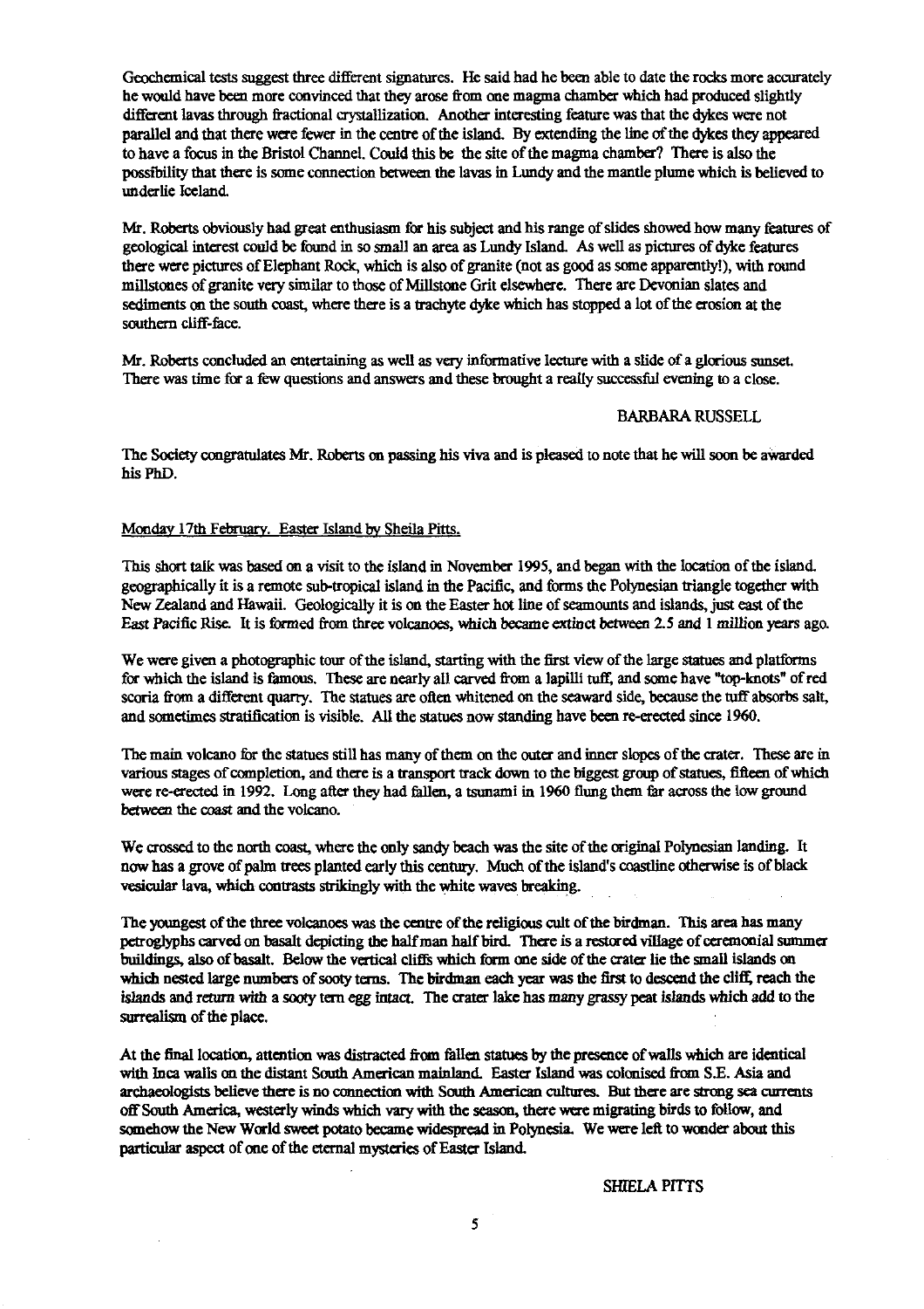Geochemical tests suggest three different signatures. He said had he been able to date the rocks more accurately he would have been more convinced that they arose from one magma chamber which had produced slightly different lavas through fractional crystallization. Another interesting feature was that the dykes were not parallel and that there were fewer in the centre of the island. By extending the line of the dykes they appeared to have a focus in the Bristol Channel. Could this be the site of the magma chamber? There is also the possibility that there is some connection between the lavas in Lundy and the mantle plume which is believed to underlie Iceland.

Mr. Roberts obviously had great enthusiasm for his subject and his range of slides showed how many features of geological interest could be found in so small an area as Lundy Island. As well as pictures of dyke features there were pictures of Elephant Rock, which is also of granite (not as good as some apparently!), with round millstones of granite very similar to those of Millstone Grit elsewhere. There are Devonian slates and sediments on the south coast, where there is a trachyte dyke which has stopped a lot of the erosion at the southern cliff-face.

Mr. Roberts concluded an entertaining as well as very informative lecture with a slide of a glorious sunset. There was time for a few questions and answers and these brought a really successful evening to a close.

BARBARA RUSSELL

The Society congratulates Mr. Roberts on passing his viva and is pleased to note that he will soon be awarded his PhD.

Monday 17th February. Easter Island by Sheila Pitts.

This short talk was based on a visit to the island in November 1995, and began with the location of the island. geographically it is a remote sub-tropical island in the Pacific, and forms the Polynesian triangle together with New Zealand and Hawaii. Geologically it is on the Easter hot line of seamounts and islands, just east of the East Pacific Rise. It is formed from three volcanoes, which became extinct between 2.5 and 1 million years ago.

We were given a photographic tour of the island, starting with the first view of the large statues and platforms for which the island is famous. These are nearly all carved from a lapilli tuff, and some have "top-knots" of red scoria from a different quarry. The statues are often whitened on the seaward side, because the tuff absorbs salt, and sometimes stratification is visible. All the statues now standing have been re-erected since 1960.

The main volcano for the statues still has many of them on the outer and inner slopes of the crater. These are in various stages of completion, and there is a transport track down to the biggest group of statues, fifteen of which were re-erected in 1992. Long after they had fallen, a tsunami in 1960 flung them far across the low ground between the coast and the volcano.

We crossed to the north coast, where the only sandy beach was the site of the original Polynesian landing. It now has a grove of palm trees planted early this century. Much of the island's coastline otherwise is of black vesicular lava, which contrasts strikingly with the white waves breaking.

The youngest of the three volcanoes was the centre of the religious cult of the birdman. This area has many petroglyphs carved on basalt depicting the half man half bird. There is a restored village of ceremonial summer buildings, also of basalt. Below the vertical cliffs which form one side of the crater lie the small islands on which nested large numbers of sooty terns. The birdman each year was the first to descend the cliff, reach the islands and return with a sooty tern egg intact. The crater lake has many grassy peat islands which add to the surrealism of the place.

At the final location, attention was distracted from fallen statues by the presence of walls which are identical with Inca walls on the distant South American mainland. Easter Island was colonised from S.E. Asia and archaeologists believe there is no connection with South American cultures. But there are strong sea currents off South America, westerly winds which vary with the season, there were migrating birds to follow, and somehow the New World sweet potato became widespread in Polynesia. We were left to wonder about this particular aspect of one of the eternal mysteries of Easter Island.

SHIELA PITTS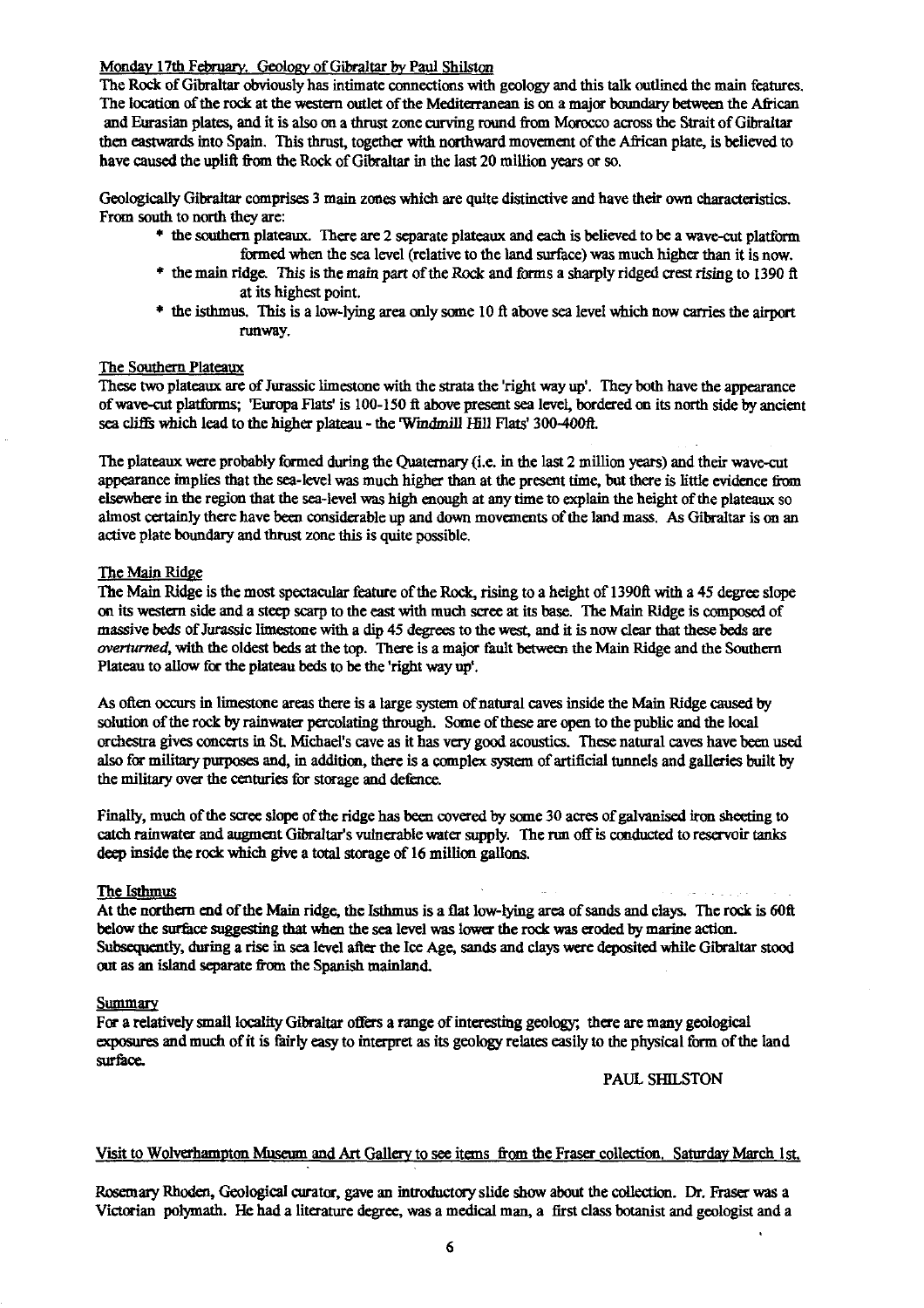Monday 17th February. Geology of Gibraltar by Paul Shilston

The Rock of Gibraltar obviously has intimate connections with geology and this talk outlined the main features. The location of the rock at the western outlet of the Mediterranean is on a major boundary between the African and Eurasian plates, and it is also on a thrust zone curving round from Morocco across the Strait of Gibraltar then eastwards into Spain. This thrust, together with northward movement of the African plate, is believed to have caused the uplift from the Rock of Gibraltar in the last 20 million years or so.

Geologically Gibraltar comprises 3 main zones which are quite distinctive and have their own characteristics. From south to north they are:

* the southern plateaux. There are 2 separate plateaux and each is believed to be a wave-cut platform formed when the sea level (relative to the land surface) was much higher than it is now.
* the main ridge. This is the main part of the Rock and forms a sharply ridged crest rising to 1390 ft at its highest point.
* the isthmus. This is a low-lying area only some 10 ft above sea level which now carries the airport runway.

The Southern Plateaux

These two plateaux are of Jurassic limestone with the strata the 'right way up'. They both have the appearance of wave-cut platforms; 'Europa Flats' is 100-150 ft above present sea level, bordered on its north side by ancient sea cliffs which lead to the higher plateau - the 'Windmill Hill Flats' 300-400ft.

The plateaux were probably formed during the Quaternary (i.e. in the last 2 million years) and their wave-cut appearance implies that the sea-level was much higher than at the present time, but there is little evidence from elsewhere in the region that the sea-level was high enough at any time to explain the height of the plateaux so almost certainly there have been considerable up and down movements of the land mass. As Gibraltar is on an active plate boundary and thrust zone this is quite possible.

The Main Ridge

The Main Ridge is the most spectacular feature of the Rock, rising to a height of 1390ft with a 45 degree slope on its western side and a steep scarp to the east with much scree at its base. The Main Ridge is composed of massive beds of Jurassic limestone with a dip 45 degrees to the west, and it is now clear that these beds are *overturned*, with the oldest beds at the top. There is a major fault between the Main Ridge and the Southern Plateau to allow for the plateau beds to be the 'right way up'.

As often occurs in limestone areas there is a large system of natural caves inside the Main Ridge caused by solution of the rock by rainwater percolating through. Some of these are open to the public and the local orchestra gives concerts in St. Michael's cave as it has very good acoustics. These natural caves have been used also for military purposes and, in addition, there is a complex system of artificial tunnels and galleries built by the military over the centuries for storage and defence.

Finally, much of the scree slope of the ridge has been covered by some 30 acres of galvanised iron sheeting to catch rainwater and augment Gibraltar's vulnerable water supply. The run off is conducted to reservoir tanks deep inside the rock which give a total storage of 16 million gallons.

The Isthmus

At the northern end of the Main ridge, the Isthmus is a flat low-lying area of sands and clays. The rock is 60ft below the surface suggesting that when the sea level was lower the rock was eroded by marine action. Subsequently, during a rise in sea level after the Ice Age, sands and clays were deposited while Gibraltar stood out as an island separate from the Spanish mainland.

Summary

For a relatively small locality Gibraltar offers a range of interesting geology; there are many geological exposures and much of it is fairly easy to interpret as its geology relates easily to the physical form of the land surface.

PAUL SHILSTON

Visit to Wolverhampton Museum and Art Gallery to see items from the Fraser collection. Saturday March 1st.

Rosemary Rhoden, Geological curator, gave an introductory slide show about the collection. Dr. Fraser was a Victorian polymath. He had a literature degree, was a medical man, a first class botanist and geologist and a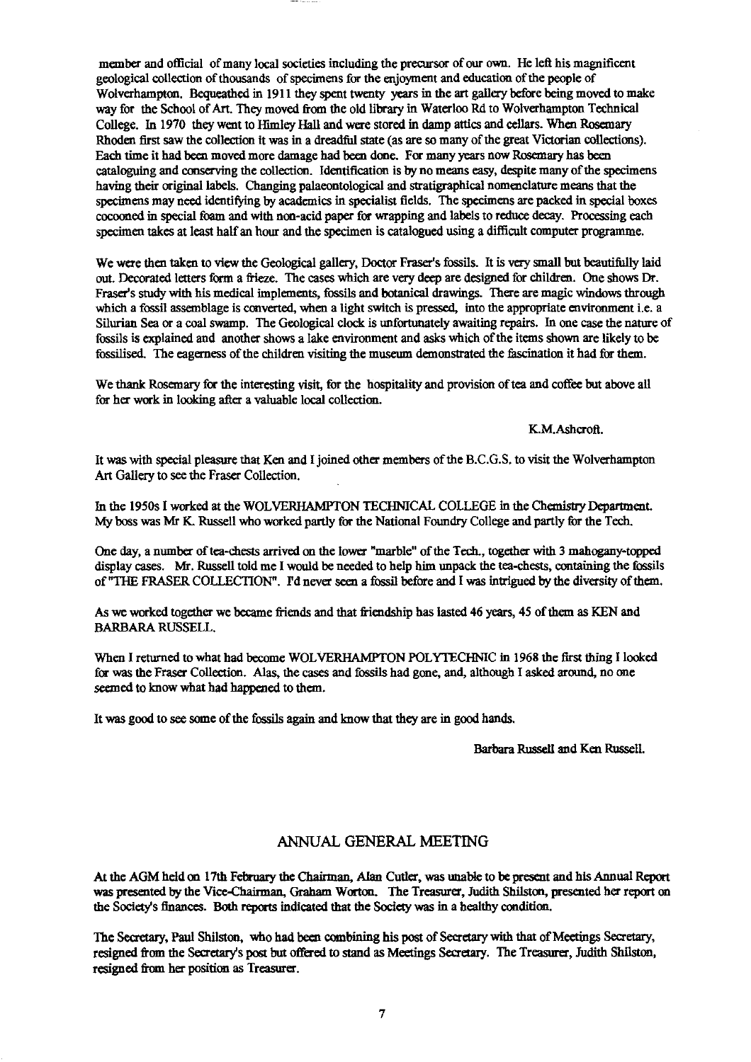member and official of many local societies including the precursor of our own. He left his magnificent geological collection of thousands of specimens for the enjoyment and education of the people of Wolverhampton. Bequeathed in 1911 they spent twenty years in the art gallery before being moved to make way for the School of Art. They moved from the old library in Waterloo Rd to Wolverhampton Technical College. In 1970 they went to Himley Hall and were stored in damp attics and cellars. When Rosemary Rhoden first saw the collection it was in a dreadful state (as are so many of the great Victorian collections). Each time it had been moved more damage had been done. For many years now Rosemary has been cataloguing and conserving the collection. Identification is by no means easy, despite many of the specimens having their original labels. Changing palaeontological and stratigraphical nomenclature means that the specimens may need identifying by academics in specialist fields. The specimens are packed in special boxes cocooned in special foam and with non-acid paper for wrapping and labels to reduce decay. Processing each specimen takes at least half an hour and the specimen is catalogued using a difficult computer programme.

We were then taken to view the Geological gallery, Doctor Fraser's fossils. It is very small but beautifully laid out. Decorated letters form a frieze. The cases which are very deep are designed for children. One shows Dr. Fraser's study with his medical implements, fossils and botanical drawings. There are magic windows through which a fossil assemblage is converted, when a light switch is pressed, into the appropriate environment i.e. a Silurian Sea or a coal swamp. The Geological clock is unfortunately awaiting repairs. In one case the nature of fossils is explained and another shows a lake environment and asks which of the items shown are likely to be fossilised. The eagerness of the children visiting the museum demonstrated the fascination it had for them.

We thank Rosemary for the interesting visit, for the hospitality and provision of tea and coffee but above all for her work in looking after a valuable local collection.

K.M.Ashcroft.

It was with special pleasure that Ken and I joined other members of the B.C.G.S. to visit the Wolverhampton Art Gallery to see the Fraser Collection.

In the 1950s I worked at the WOLVERHAMPTON TECHNICAL COLLEGE in the Chemistry Department. My boss was Mr K. Russell who worked partly for the National Foundry College and partly for the Tech.

One day, a number of tea-chests arrived on the lower "marble" of the Tech., together with 3 mahogany-topped display cases. Mr. Russell told me I would be needed to help him unpack the tea-chests, containing the fossils of "THE FRASER COLLECTION". I'd never seen a fossil before and I was intrigued by the diversity of them.

As we worked together we became friends and that friendship has lasted 46 years, 45 of them as KEN and BARBARA RUSSELL.

When I returned to what had become WOLVERHAMPTON POLYTECHNIC in 1968 the first thing I looked for was the Fraser Collection. Alas, the cases and fossils had gone, and, although I asked around, no one seemed to know what had happened to them.

It was good to see some of the fossils again and know that they are in good hands.

Barbara Russell and Ken Russell.

## ANNUAL GENERAL MEETING

At the AGM held on 17th February the Chairman, Alan Cutler, was unable to be present and his Annual Report was presented by the Vice-Chairman, Graham Worton. The Treasurer, Judith Shilston, presented her report on the Society's finances. Both reports indicated that the Society was in a healthy condition.

The Secretary, Paul Shilston, who had been combining his post of Secretary with that of Meetings Secretary, resigned from the Secretary's post but offered to stand as Meetings Secretary. The Treasurer, Judith Shilston, resigned from her position as Treasurer.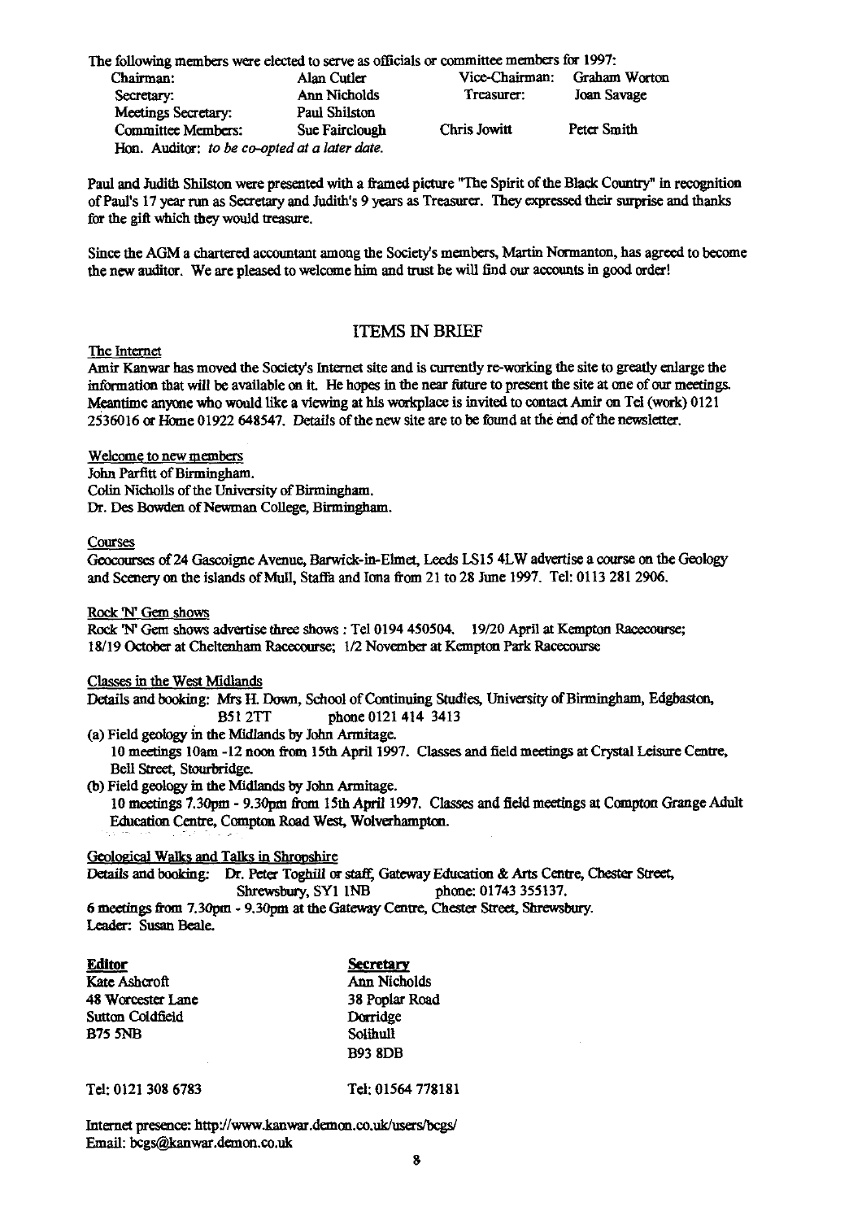The following members were elected to serve as officials or committee members for 1997:

| | | | |
|---|---|---|---|
| Chairman: | Alan Cutler | Vice-Chairman: | Graham Worton |
| Secretary: | Ann Nicholds | Treasurer: | Joan Savage |
| Meetings Secretary: | Paul Shilston | | |
| Committee Members: | Sue Fairclough | Chris Jowitt | Peter Smith |
| Hon. Auditor: *to be co-opted at a later date.* | | | |

Paul and Judith Shilston were presented with a framed picture "The Spirit of the Black Country" in recognition of Paul's 17 year run as Secretary and Judith's 9 years as Treasurer. They expressed their surprise and thanks for the gift which they would treasure.

Since the AGM a chartered accountant among the Society's members, Martin Normanton, has agreed to become the new auditor. We are pleased to welcome him and trust he will find our accounts in good order!

## ITEMS IN BRIEF

The Internet

Amir Kanwar has moved the Society's Internet site and is currently re-working the site to greatly enlarge the information that will be available on it. He hopes in the near future to present the site at one of our meetings. Meantime anyone who would like a viewing at his workplace is invited to contact Amir on Tel (work) 0121 2536016 or Home 01922 648547. Details of the new site are to be found at the end of the newsletter.

Welcome to new members

John Parfitt of Birmingham.
Colin Nicholls of the University of Birmingham.
Dr. Des Bowden of Newman College, Birmingham.

Courses

Geocourses of 24 Gascoigne Avenue, Barwick-in-Elmet, Leeds LS15 4LW advertise a course on the Geology and Scenery on the islands of Mull, Staffa and Iona from 21 to 28 June 1997. Tel: 0113 281 2906.

Rock 'N' Gem shows

Rock 'N' Gem shows advertise three shows : Tel 0194 450504. 19/20 April at Kempton Racecourse; 18/19 October at Cheltenham Racecourse; 1/2 November at Kempton Park Racecourse

Classes in the West Midlands

Details and booking: Mrs H. Down, School of Continuing Studies, University of Birmingham, Edgbaston, B51 2TT phone 0121 414 3413

(a) Field geology in the Midlands by John Armitage.
10 meetings 10am -12 noon from 15th April 1997. Classes and field meetings at Crystal Leisure Centre, Bell Street, Stourbridge.

(b) Field geology in the Midlands by John Armitage.
10 meetings 7.30pm - 9.30pm from 15th April 1997. Classes and field meetings at Compton Grange Adult Education Centre, Compton Road West, Wolverhampton.

Geological Walks and Talks in Shropshire

Details and booking: Dr. Peter Toghill or staff, Gateway Education & Arts Centre, Chester Street, Shrewsbury, SY1 1NB phone: 01743 355137.
6 meetings from 7.30pm - 9.30pm at the Gateway Centre, Chester Street, Shrewsbury.
Leader: Susan Beale.

**Editor**
Kate Ashcroft
48 Worcester Lane
Sutton Coldfield
B75 5NB

Tel: 0121 308 6783

**Secretary**
Ann Nicholds
38 Poplar Road
Dorridge
Solihull
B93 8DB

Tel: 01564 778181

Internet presence: http://www.kanwar.demon.co.uk/users/bcgs/
Email: bcgs@kanwar.demon.co.uk